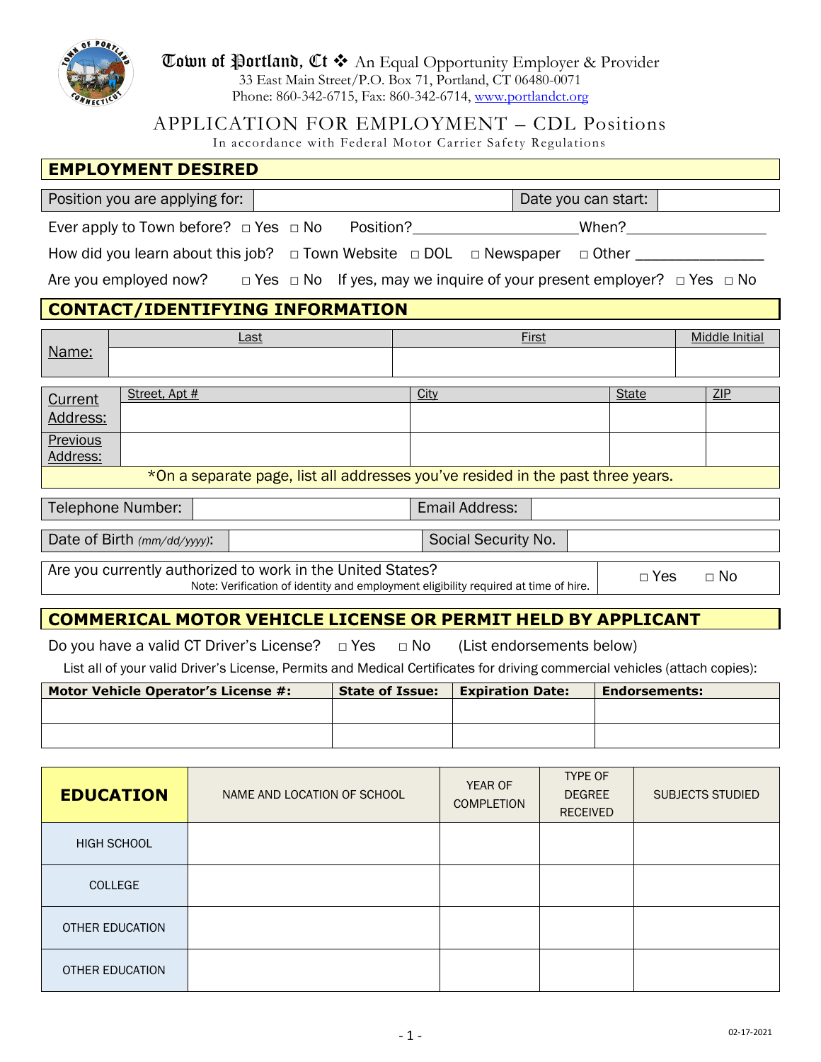**Town of Portland, Ct** ❖ An Equal Opportunity Employer & Provider
33 East Main Street/P.O. Box 71, Portland, CT 06480-0071
Phone: 860-342-6715, Fax: 860-342-6714, www.portlandct.org

# APPLICATION FOR EMPLOYMENT – CDL Positions

In accordance with Federal Motor Carrier Safety Regulations

## EMPLOYMENT DESIRED

| Position you are applying for: | | Date you can start: | |
|---|---|---|---|

Ever apply to Town before? □ Yes □ No Position?____________________When?_________________

How did you learn about this job? □ Town Website □ DOL □ Newspaper □ Other _______________

Are you employed now? □ Yes □ No If yes, may we inquire of your present employer? □ Yes □ No

## CONTACT/IDENTIFYING INFORMATION

| | Last | First | Middle Initial |
|---|---|---|---|
| Name: | | | |

| | Street, Apt # | City | State | ZIP |
|---|---|---|---|---|
| Current Address: | | | | |
| Previous Address: | | | | |

*On a separate page, list all addresses you've resided in the past three years.

| Telephone Number: | | Email Address: | |
|---|---|---|---|

| Date of Birth *(mm/dd/yyyy)*: | | Social Security No. | |
|---|---|---|---|

| Are you currently authorized to work in the United States? Note: Verification of identity and employment eligibility required at time of hire. | □ Yes □ No |
|---|---|

## COMMERICAL MOTOR VEHICLE LICENSE OR PERMIT HELD BY APPLICANT

Do you have a valid CT Driver's License? □ Yes □ No (List endorsements below)

List all of your valid Driver's License, Permits and Medical Certificates for driving commercial vehicles (attach copies):

| Motor Vehicle Operator's License #: | State of Issue: | Expiration Date: | Endorsements: |
|---|---|---|---|
| | | | |
| | | | |

| EDUCATION | NAME AND LOCATION OF SCHOOL | YEAR OF COMPLETION | TYPE OF DEGREE RECEIVED | SUBJECTS STUDIED |
|---|---|---|---|---|
| HIGH SCHOOL | | | | |
| COLLEGE | | | | |
| OTHER EDUCATION | | | | |
| OTHER EDUCATION | | | | |

02-17-2021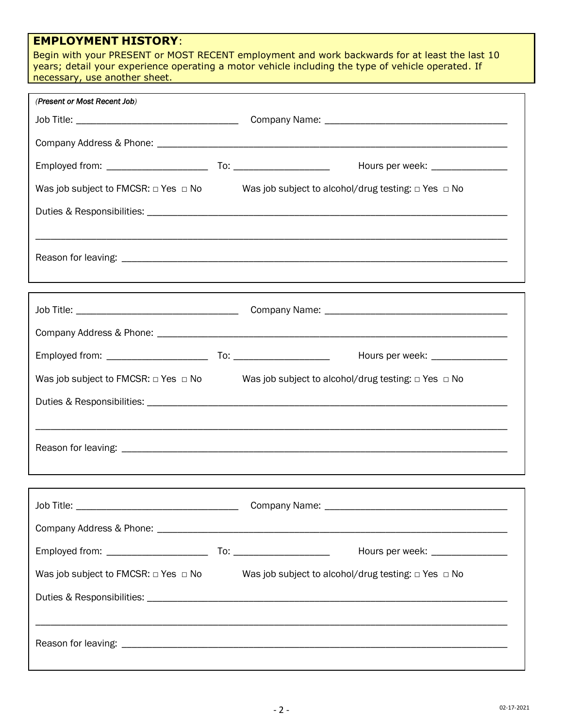## EMPLOYMENT HISTORY:

Begin with your PRESENT or MOST RECENT employment and work backwards for at least the last 10 years; detail your experience operating a motor vehicle including the type of vehicle operated. If necessary, use another sheet.

*(Present or Most Recent Job)*

Job Title: ______________________________ Company Name: ________________________________

Company Address & Phone: ______________________________________________________________

Employed from: __________________ To: _________________ Hours per week: _____________

Was job subject to FMCSR: □ Yes □ No Was job subject to alcohol/drug testing: □ Yes □ No

Duties & Responsibilities: ______________________________________________________________

_______________________________________________________________________________

Reason for leaving: ____________________________________________________________________

---

Job Title: ______________________________ Company Name: ________________________________

Company Address & Phone: ______________________________________________________________

Employed from: __________________ To: _________________ Hours per week: _____________

Was job subject to FMCSR: □ Yes □ No Was job subject to alcohol/drug testing: □ Yes □ No

Duties & Responsibilities: ______________________________________________________________

_______________________________________________________________________________

Reason for leaving: ____________________________________________________________________

---

Job Title: ______________________________ Company Name: ________________________________

Company Address & Phone: ______________________________________________________________

Employed from: __________________ To: _________________ Hours per week: _____________

Was job subject to FMCSR: □ Yes □ No Was job subject to alcohol/drug testing: □ Yes □ No

Duties & Responsibilities: ______________________________________________________________

_______________________________________________________________________________

Reason for leaving: ____________________________________________________________________

02-17-2021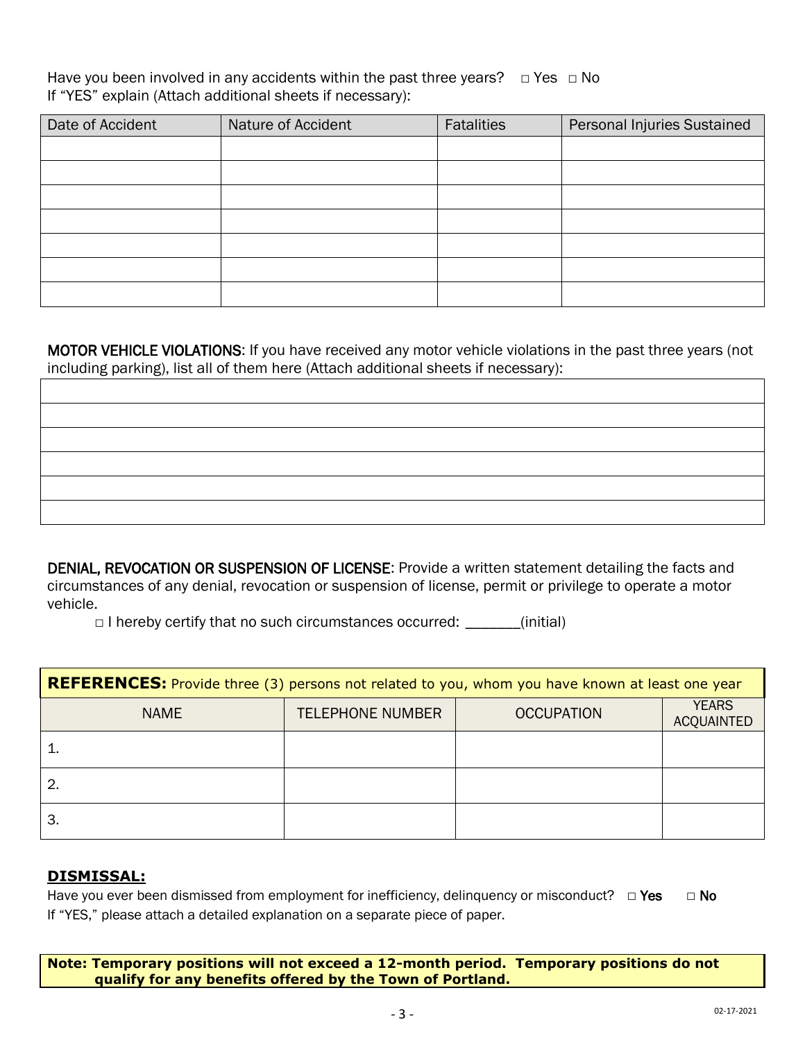Have you been involved in any accidents within the past three years? □ Yes □ No
If "YES" explain (Attach additional sheets if necessary):

| Date of Accident | Nature of Accident | Fatalities | Personal Injuries Sustained |
|---|---|---|---|
| | | | |
| | | | |
| | | | |
| | | | |
| | | | |
| | | | |
| | | | |

**MOTOR VEHICLE VIOLATIONS**: If you have received any motor vehicle violations in the past three years (not including parking), list all of them here (Attach additional sheets if necessary):

| |
|---|
| |
| |
| |
| |
| |
| |

**DENIAL, REVOCATION OR SUSPENSION OF LICENSE**: Provide a written statement detailing the facts and circumstances of any denial, revocation or suspension of license, permit or privilege to operate a motor vehicle.

□ I hereby certify that no such circumstances occurred: _______(initial)

| **REFERENCES:** Provide three (3) persons not related to you, whom you have known at least one year | | | |
|---|---|---|---|
| NAME | TELEPHONE NUMBER | OCCUPATION | YEARS ACQUAINTED |
| 1. | | | |
| 2. | | | |
| 3. | | | |

**DISMISSAL:**

Have you ever been dismissed from employment for inefficiency, delinquency or misconduct? □ Yes □ No
If "YES," please attach a detailed explanation on a separate piece of paper.

**Note: Temporary positions will not exceed a 12-month period. Temporary positions do not qualify for any benefits offered by the Town of Portland.**

02-17-2021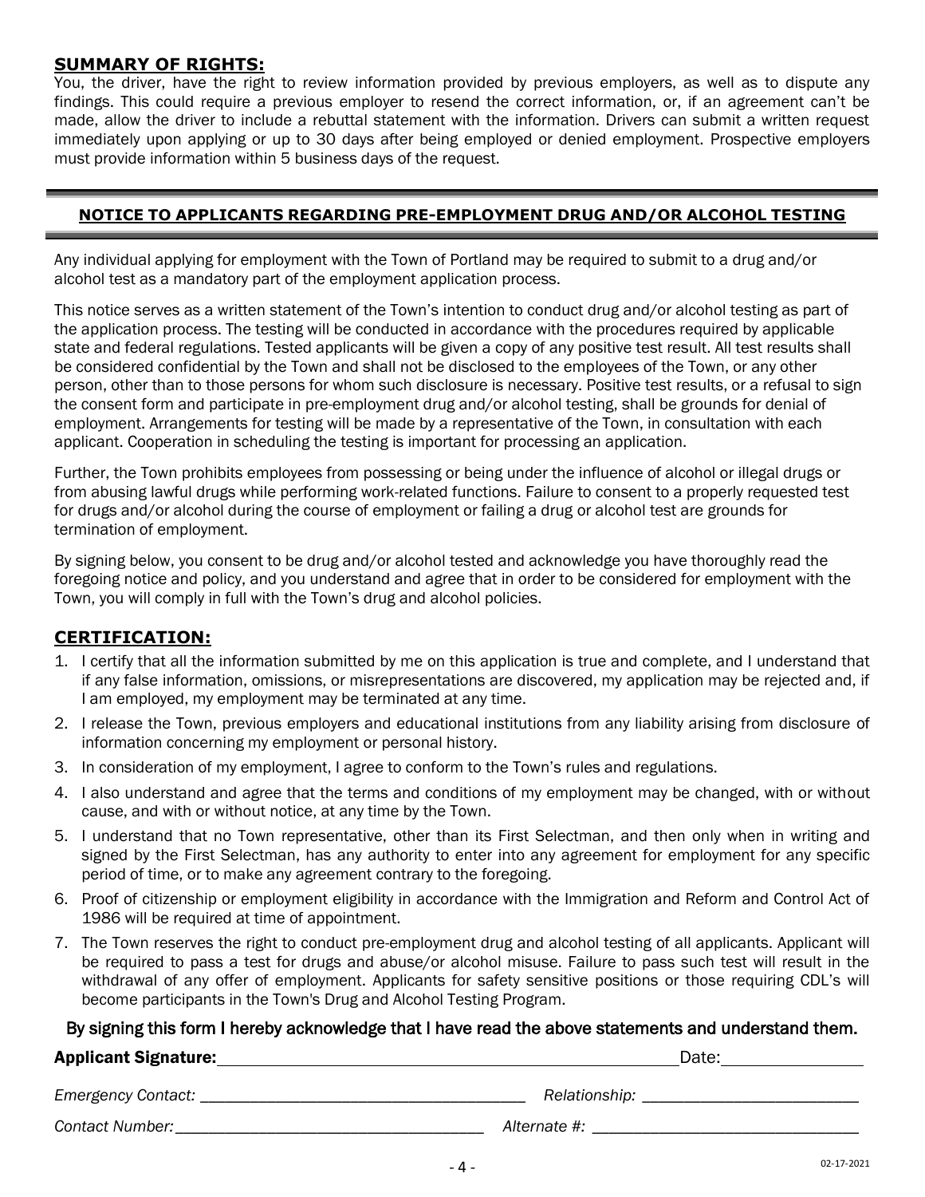## SUMMARY OF RIGHTS:

You, the driver, have the right to review information provided by previous employers, as well as to dispute any findings. This could require a previous employer to resend the correct information, or, if an agreement can't be made, allow the driver to include a rebuttal statement with the information. Drivers can submit a written request immediately upon applying or up to 30 days after being employed or denied employment. Prospective employers must provide information within 5 business days of the request.

## NOTICE TO APPLICANTS REGARDING PRE-EMPLOYMENT DRUG AND/OR ALCOHOL TESTING

Any individual applying for employment with the Town of Portland may be required to submit to a drug and/or alcohol test as a mandatory part of the employment application process.

This notice serves as a written statement of the Town's intention to conduct drug and/or alcohol testing as part of the application process. The testing will be conducted in accordance with the procedures required by applicable state and federal regulations. Tested applicants will be given a copy of any positive test result. All test results shall be considered confidential by the Town and shall not be disclosed to the employees of the Town, or any other person, other than to those persons for whom such disclosure is necessary. Positive test results, or a refusal to sign the consent form and participate in pre-employment drug and/or alcohol testing, shall be grounds for denial of employment. Arrangements for testing will be made by a representative of the Town, in consultation with each applicant. Cooperation in scheduling the testing is important for processing an application.

Further, the Town prohibits employees from possessing or being under the influence of alcohol or illegal drugs or from abusing lawful drugs while performing work-related functions. Failure to consent to a properly requested test for drugs and/or alcohol during the course of employment or failing a drug or alcohol test are grounds for termination of employment.

By signing below, you consent to be drug and/or alcohol tested and acknowledge you have thoroughly read the foregoing notice and policy, and you understand and agree that in order to be considered for employment with the Town, you will comply in full with the Town's drug and alcohol policies.

## CERTIFICATION:

1. I certify that all the information submitted by me on this application is true and complete, and I understand that if any false information, omissions, or misrepresentations are discovered, my application may be rejected and, if I am employed, my employment may be terminated at any time.
2. I release the Town, previous employers and educational institutions from any liability arising from disclosure of information concerning my employment or personal history.
3. In consideration of my employment, I agree to conform to the Town's rules and regulations.
4. I also understand and agree that the terms and conditions of my employment may be changed, with or without cause, and with or without notice, at any time by the Town.
5. I understand that no Town representative, other than its First Selectman, and then only when in writing and signed by the First Selectman, has any authority to enter into any agreement for employment for any specific period of time, or to make any agreement contrary to the foregoing.
6. Proof of citizenship or employment eligibility in accordance with the Immigration and Reform and Control Act of 1986 will be required at time of appointment.
7. The Town reserves the right to conduct pre-employment drug and alcohol testing of all applicants. Applicant will be required to pass a test for drugs and abuse/or alcohol misuse. Failure to pass such test will result in the withdrawal of any offer of employment. Applicants for safety sensitive positions or those requiring CDL's will become participants in the Town's Drug and Alcohol Testing Program.

By signing this form I hereby acknowledge that I have read the above statements and understand them.

**Applicant Signature:** ______________________________ Date: ______________

*Emergency Contact:* ______________________________ *Relationship:* ______________________

*Contact Number:* ______________________________ *Alternate #:* ______________________

02-17-2021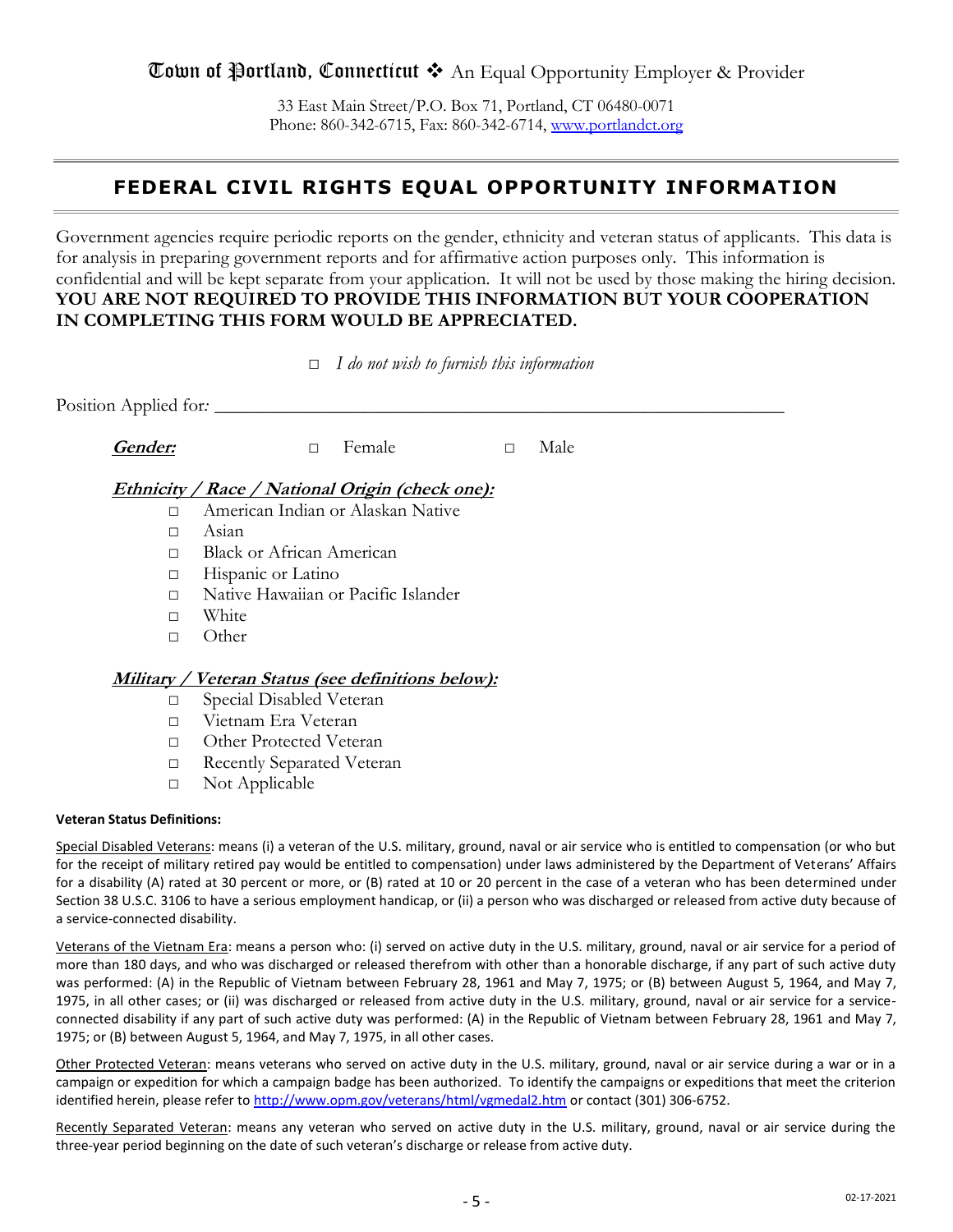Town of Portland, Connecticut ❖ An Equal Opportunity Employer & Provider

33 East Main Street/P.O. Box 71, Portland, CT 06480-0071
Phone: 860-342-6715, Fax: 860-342-6714, www.portlandct.org

# FEDERAL CIVIL RIGHTS EQUAL OPPORTUNITY INFORMATION

Government agencies require periodic reports on the gender, ethnicity and veteran status of applicants. This data is for analysis in preparing government reports and for affirmative action purposes only. This information is confidential and will be kept separate from your application. It will not be used by those making the hiring decision. **YOU ARE NOT REQUIRED TO PROVIDE THIS INFORMATION BUT YOUR COOPERATION IN COMPLETING THIS FORM WOULD BE APPRECIATED.**

□ *I do not wish to furnish this information*

Position Applied for: ___________________________________________________________

***Gender:*** □ Female □ Male

***Ethnicity / Race / National Origin (check one):***

- □ American Indian or Alaskan Native
- □ Asian
- □ Black or African American
- □ Hispanic or Latino
- □ Native Hawaiian or Pacific Islander
- □ White
- □ Other

***Military / Veteran Status (see definitions below):***

- □ Special Disabled Veteran
- □ Vietnam Era Veteran
- □ Other Protected Veteran
- □ Recently Separated Veteran
- □ Not Applicable

**Veteran Status Definitions:**

Special Disabled Veterans: means (i) a veteran of the U.S. military, ground, naval or air service who is entitled to compensation (or who but for the receipt of military retired pay would be entitled to compensation) under laws administered by the Department of Veterans' Affairs for a disability (A) rated at 30 percent or more, or (B) rated at 10 or 20 percent in the case of a veteran who has been determined under Section 38 U.S.C. 3106 to have a serious employment handicap, or (ii) a person who was discharged or released from active duty because of a service-connected disability.

Veterans of the Vietnam Era: means a person who: (i) served on active duty in the U.S. military, ground, naval or air service for a period of more than 180 days, and who was discharged or released therefrom with other than a honorable discharge, if any part of such active duty was performed: (A) in the Republic of Vietnam between February 28, 1961 and May 7, 1975; or (B) between August 5, 1964, and May 7, 1975, in all other cases; or (ii) was discharged or released from active duty in the U.S. military, ground, naval or air service for a service-connected disability if any part of such active duty was performed: (A) in the Republic of Vietnam between February 28, 1961 and May 7, 1975; or (B) between August 5, 1964, and May 7, 1975, in all other cases.

Other Protected Veteran: means veterans who served on active duty in the U.S. military, ground, naval or air service during a war or in a campaign or expedition for which a campaign badge has been authorized. To identify the campaigns or expeditions that meet the criterion identified herein, please refer to http://www.opm.gov/veterans/html/vgmedal2.htm or contact (301) 306-6752.

Recently Separated Veteran: means any veteran who served on active duty in the U.S. military, ground, naval or air service during the three-year period beginning on the date of such veteran's discharge or release from active duty.

02-17-2021